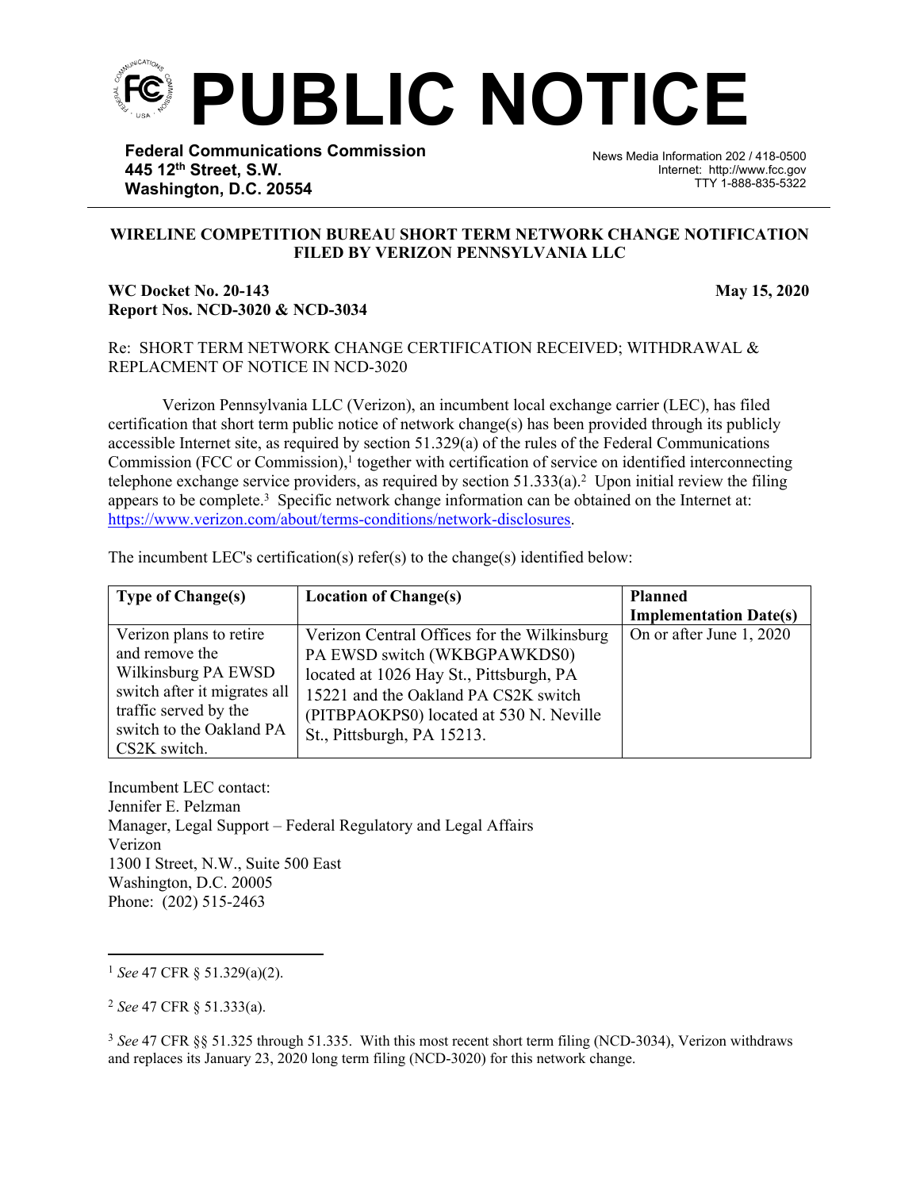# PUBLIC NOTICE

**Federal Communications Commission**
**445 12th Street, S.W.**
**Washington, D.C. 20554**

News Media Information 202 / 418-0500
Internet: http://www.fcc.gov
TTY 1-888-835-5322

**WIRELINE COMPETITION BUREAU SHORT TERM NETWORK CHANGE NOTIFICATION FILED BY VERIZON PENNSYLVANIA LLC**

**WC Docket No. 20-143** **May 15, 2020**
**Report Nos. NCD-3020 & NCD-3034**

Re: SHORT TERM NETWORK CHANGE CERTIFICATION RECEIVED; WITHDRAWAL & REPLACMENT OF NOTICE IN NCD-3020

Verizon Pennsylvania LLC (Verizon), an incumbent local exchange carrier (LEC), has filed certification that short term public notice of network change(s) has been provided through its publicly accessible Internet site, as required by section 51.329(a) of the rules of the Federal Communications Commission (FCC or Commission),[1] together with certification of service on identified interconnecting telephone exchange service providers, as required by section 51.333(a).[2] Upon initial review the filing appears to be complete.[3] Specific network change information can be obtained on the Internet at: https://www.verizon.com/about/terms-conditions/network-disclosures.

The incumbent LEC's certification(s) refer(s) to the change(s) identified below:

| Type of Change(s) | Location of Change(s) | Planned Implementation Date(s) |
|---|---|---|
| Verizon plans to retire and remove the Wilkinsburg PA EWSD switch after it migrates all traffic served by the switch to the Oakland PA CS2K switch. | Verizon Central Offices for the Wilkinsburg PA EWSD switch (WKBGPAWKDS0) located at 1026 Hay St., Pittsburgh, PA 15221 and the Oakland PA CS2K switch (PITBPAOKPS0) located at 530 N. Neville St., Pittsburgh, PA 15213. | On or after June 1, 2020 |

Incumbent LEC contact:
Jennifer E. Pelzman
Manager, Legal Support – Federal Regulatory and Legal Affairs
Verizon
1300 I Street, N.W., Suite 500 East
Washington, D.C. 20005
Phone: (202) 515-2463

---

[1] *See* 47 CFR § 51.329(a)(2).

[2] *See* 47 CFR § 51.333(a).

[3] *See* 47 CFR §§ 51.325 through 51.335. With this most recent short term filing (NCD-3034), Verizon withdraws and replaces its January 23, 2020 long term filing (NCD-3020) for this network change.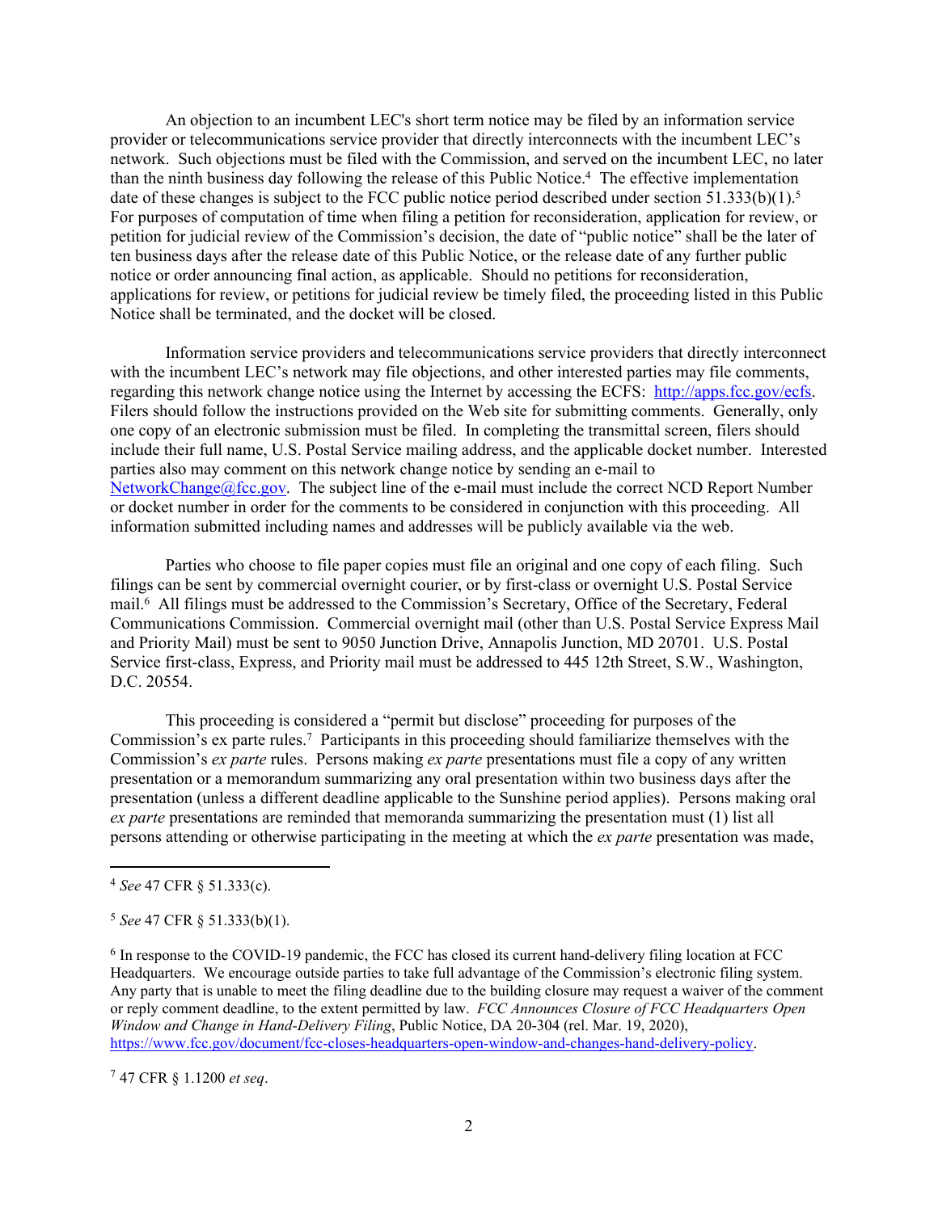An objection to an incumbent LEC's short term notice may be filed by an information service provider or telecommunications service provider that directly interconnects with the incumbent LEC's network. Such objections must be filed with the Commission, and served on the incumbent LEC, no later than the ninth business day following the release of this Public Notice.[4] The effective implementation date of these changes is subject to the FCC public notice period described under section 51.333(b)(1).[5] For purposes of computation of time when filing a petition for reconsideration, application for review, or petition for judicial review of the Commission's decision, the date of "public notice" shall be the later of ten business days after the release date of this Public Notice, or the release date of any further public notice or order announcing final action, as applicable. Should no petitions for reconsideration, applications for review, or petitions for judicial review be timely filed, the proceeding listed in this Public Notice shall be terminated, and the docket will be closed.

Information service providers and telecommunications service providers that directly interconnect with the incumbent LEC's network may file objections, and other interested parties may file comments, regarding this network change notice using the Internet by accessing the ECFS: http://apps.fcc.gov/ecfs. Filers should follow the instructions provided on the Web site for submitting comments. Generally, only one copy of an electronic submission must be filed. In completing the transmittal screen, filers should include their full name, U.S. Postal Service mailing address, and the applicable docket number. Interested parties also may comment on this network change notice by sending an e-mail to NetworkChange@fcc.gov. The subject line of the e-mail must include the correct NCD Report Number or docket number in order for the comments to be considered in conjunction with this proceeding. All information submitted including names and addresses will be publicly available via the web.

Parties who choose to file paper copies must file an original and one copy of each filing. Such filings can be sent by commercial overnight courier, or by first-class or overnight U.S. Postal Service mail.[6] All filings must be addressed to the Commission's Secretary, Office of the Secretary, Federal Communications Commission. Commercial overnight mail (other than U.S. Postal Service Express Mail and Priority Mail) must be sent to 9050 Junction Drive, Annapolis Junction, MD 20701. U.S. Postal Service first-class, Express, and Priority mail must be addressed to 445 12th Street, S.W., Washington, D.C. 20554.

This proceeding is considered a "permit but disclose" proceeding for purposes of the Commission's ex parte rules.[7] Participants in this proceeding should familiarize themselves with the Commission's *ex parte* rules. Persons making *ex parte* presentations must file a copy of any written presentation or a memorandum summarizing any oral presentation within two business days after the presentation (unless a different deadline applicable to the Sunshine period applies). Persons making oral *ex parte* presentations are reminded that memoranda summarizing the presentation must (1) list all persons attending or otherwise participating in the meeting at which the *ex parte* presentation was made,

---

[4] *See* 47 CFR § 51.333(c).

[5] *See* 47 CFR § 51.333(b)(1).

[6] In response to the COVID-19 pandemic, the FCC has closed its current hand-delivery filing location at FCC Headquarters. We encourage outside parties to take full advantage of the Commission's electronic filing system. Any party that is unable to meet the filing deadline due to the building closure may request a waiver of the comment or reply comment deadline, to the extent permitted by law. *FCC Announces Closure of FCC Headquarters Open Window and Change in Hand-Delivery Filing*, Public Notice, DA 20-304 (rel. Mar. 19, 2020), https://www.fcc.gov/document/fcc-closes-headquarters-open-window-and-changes-hand-delivery-policy.

[7] 47 CFR § 1.1200 *et seq*.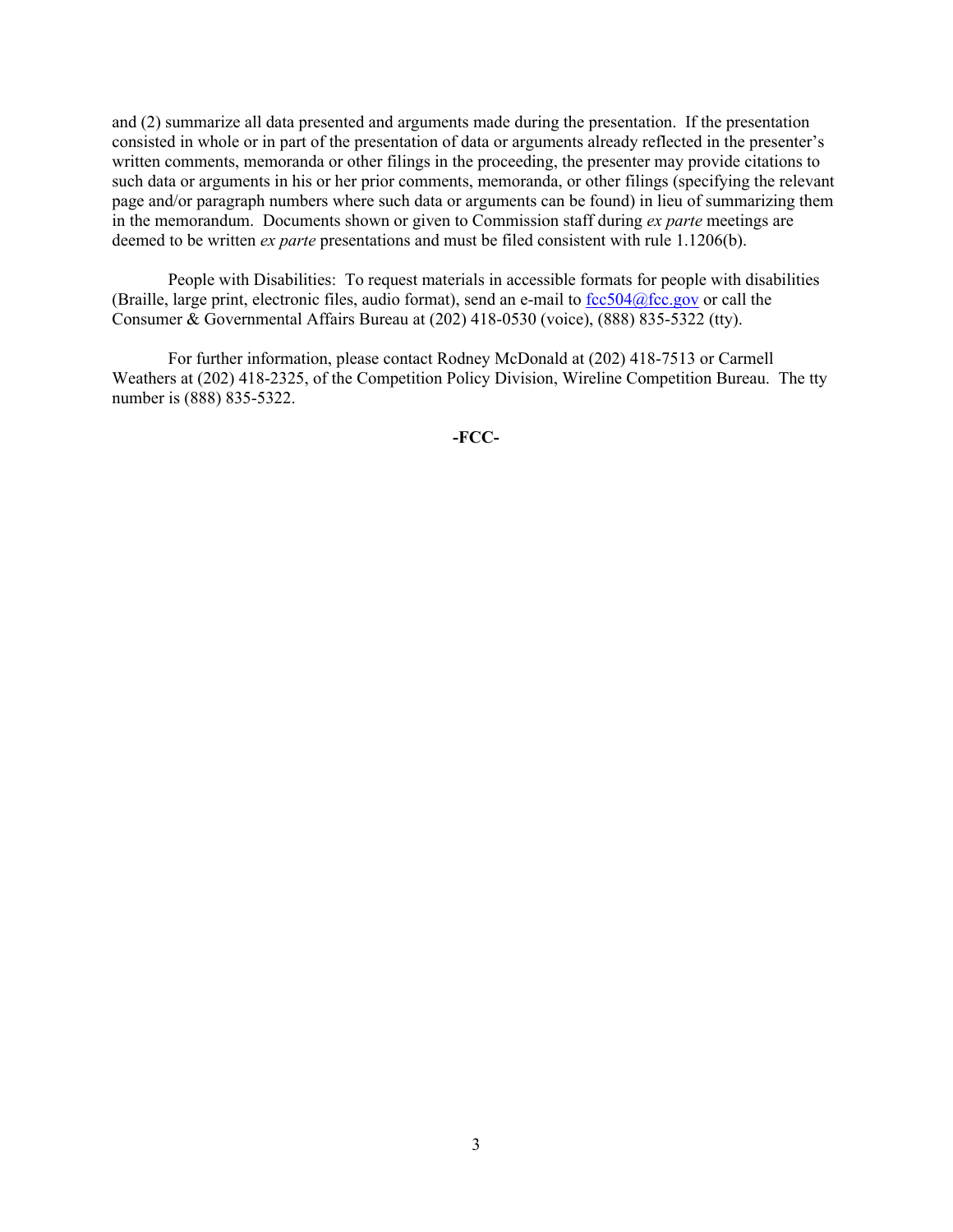and (2) summarize all data presented and arguments made during the presentation. If the presentation consisted in whole or in part of the presentation of data or arguments already reflected in the presenter's written comments, memoranda or other filings in the proceeding, the presenter may provide citations to such data or arguments in his or her prior comments, memoranda, or other filings (specifying the relevant page and/or paragraph numbers where such data or arguments can be found) in lieu of summarizing them in the memorandum. Documents shown or given to Commission staff during *ex parte* meetings are deemed to be written *ex parte* presentations and must be filed consistent with rule 1.1206(b).

People with Disabilities: To request materials in accessible formats for people with disabilities (Braille, large print, electronic files, audio format), send an e-mail to fcc504@fcc.gov or call the Consumer & Governmental Affairs Bureau at (202) 418-0530 (voice), (888) 835-5322 (tty).

For further information, please contact Rodney McDonald at (202) 418-7513 or Carmell Weathers at (202) 418-2325, of the Competition Policy Division, Wireline Competition Bureau. The tty number is (888) 835-5322.

**-FCC-**